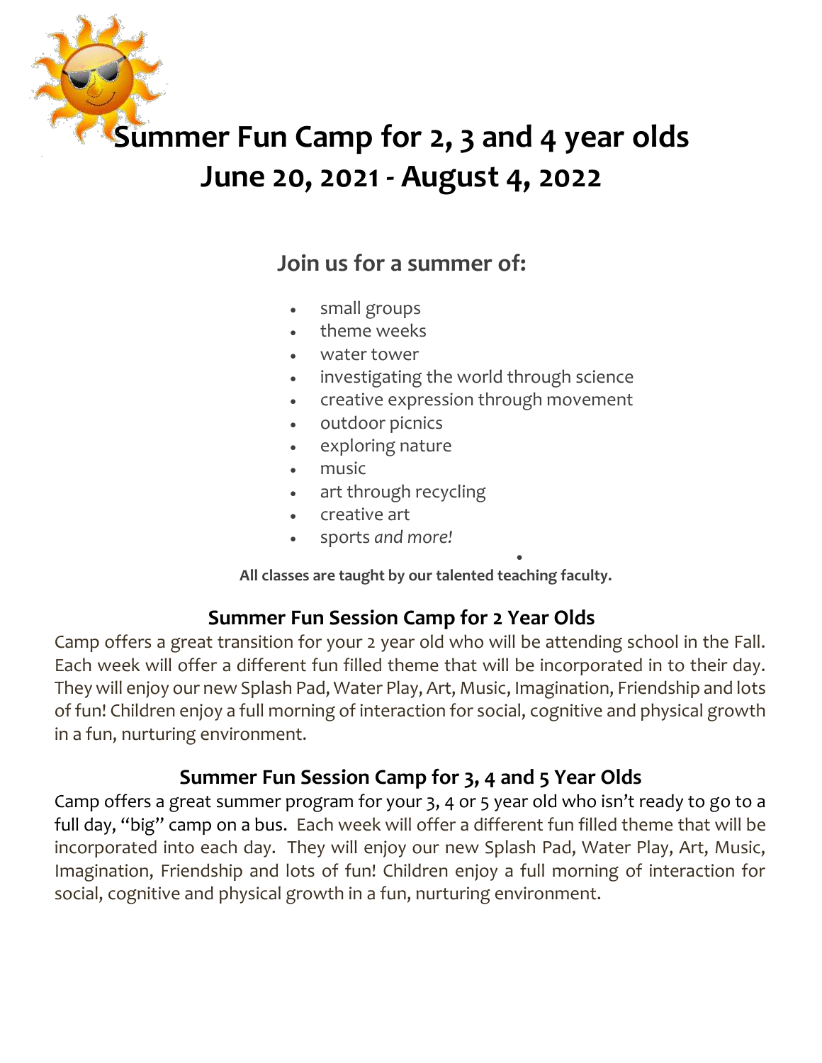# Summer Fun Camp for 2, 3 and 4 year olds
# June 20, 2021 - August 4, 2022

## Join us for a summer of:

- small groups
- theme weeks
- water tower
- investigating the world through science
- creative expression through movement
- outdoor picnics
- exploring nature
- music
- art through recycling
- creative art
- sports *and more!*

**All classes are taught by our talented teaching faculty.**

### Summer Fun Session Camp for 2 Year Olds

Camp offers a great transition for your 2 year old who will be attending school in the Fall. Each week will offer a different fun filled theme that will be incorporated in to their day. They will enjoy our new Splash Pad, Water Play, Art, Music, Imagination, Friendship and lots of fun! Children enjoy a full morning of interaction for social, cognitive and physical growth in a fun, nurturing environment.

### Summer Fun Session Camp for 3, 4 and 5 Year Olds

Camp offers a great summer program for your 3, 4 or 5 year old who isn't ready to go to a full day, "big" camp on a bus. Each week will offer a different fun filled theme that will be incorporated into each day. They will enjoy our new Splash Pad, Water Play, Art, Music, Imagination, Friendship and lots of fun! Children enjoy a full morning of interaction for social, cognitive and physical growth in a fun, nurturing environment.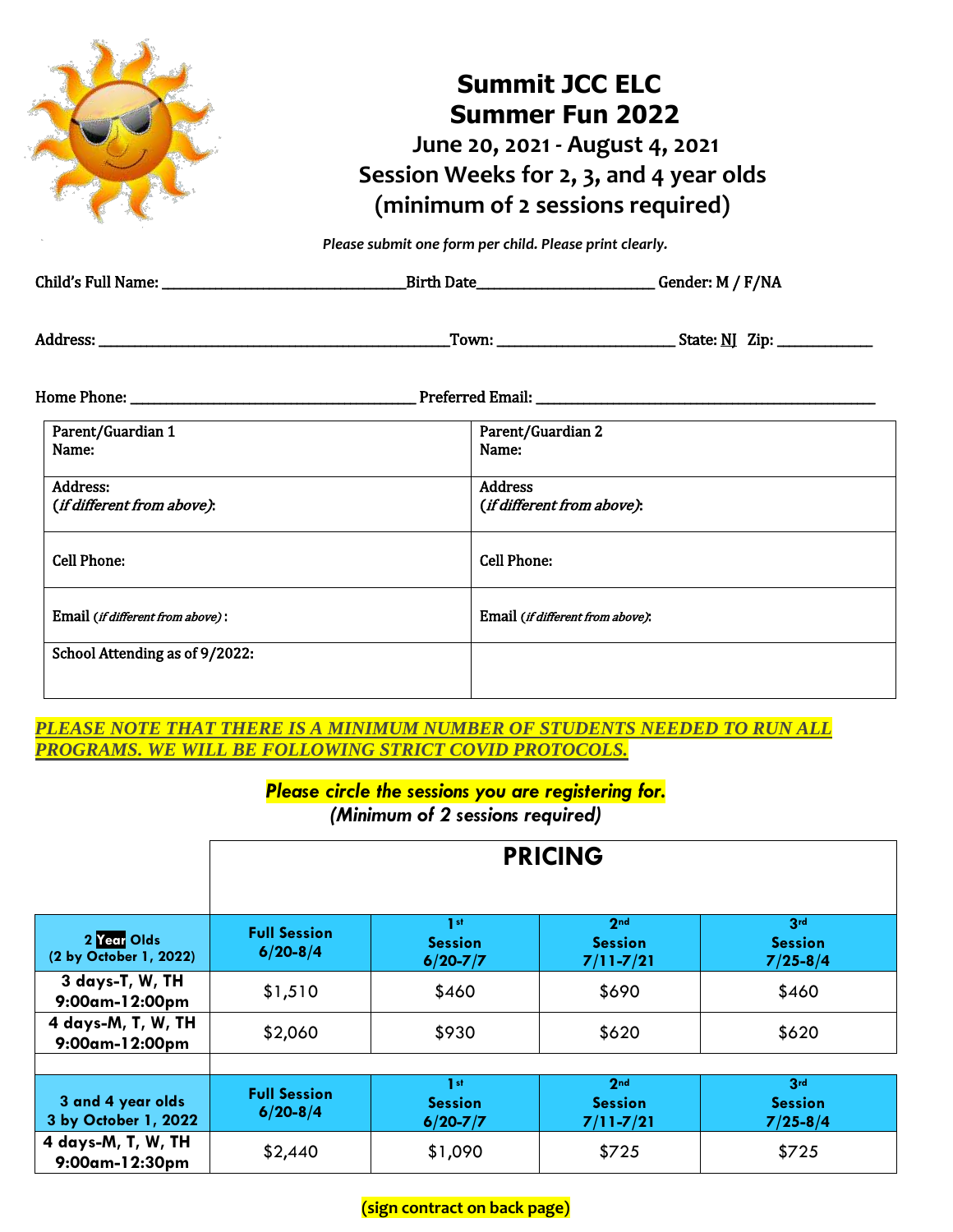# Summit JCC ELC
# Summer Fun 2022

## June 20, 2021 - August 4, 2021
## Session Weeks for 2, 3, and 4 year olds
## (minimum of 2 sessions required)

*Please submit one form per child. Please print clearly.*

Child's Full Name: ______________________________ Birth Date ____________________ Gender: M / F/NA

Address: ________________________________________ Town: ____________________ State: NJ Zip: ___________

Home Phone: ________________________________ Preferred Email: ________________________________________

| Parent/Guardian 1 Name: | Parent/Guardian 2 Name: |
|---|---|
| Address: (*if different from above*): | Address (*if different from above*): |
| Cell Phone: | Cell Phone: |
| Email (*if different from above*) : | Email (*if different from above*): |
| School Attending as of 9/2022: | |

***PLEASE NOTE THAT THERE IS A MINIMUM NUMBER OF STUDENTS NEEDED TO RUN ALL PROGRAMS. WE WILL BE FOLLOWING STRICT COVID PROTOCOLS.***

***Please circle the sessions you are registering for.***
*(Minimum of 2 sessions required)*

| | PRICING | | | |
|---|---|---|---|---|
| **2 Year Olds (2 by October 1, 2022)** | **Full Session 6/20-8/4** | **1st Session 6/20-7/7** | **2nd Session 7/11-7/21** | **3rd Session 7/25-8/4** |
| **3 days-T, W, TH 9:00am-12:00pm** | $1,510 | $460 | $690 | $460 |
| **4 days-M, T, W, TH 9:00am-12:00pm** | $2,060 | $930 | $620 | $620 |
| | | | | |
| **3 and 4 year olds 3 by October 1, 2022** | **Full Session 6/20-8/4** | **1st Session 6/20-7/7** | **2nd Session 7/11-7/21** | **3rd Session 7/25-8/4** |
| **4 days-M, T, W, TH 9:00am-12:30pm** | $2,440 | $1,090 | $725 | $725 |

(sign contract on back page)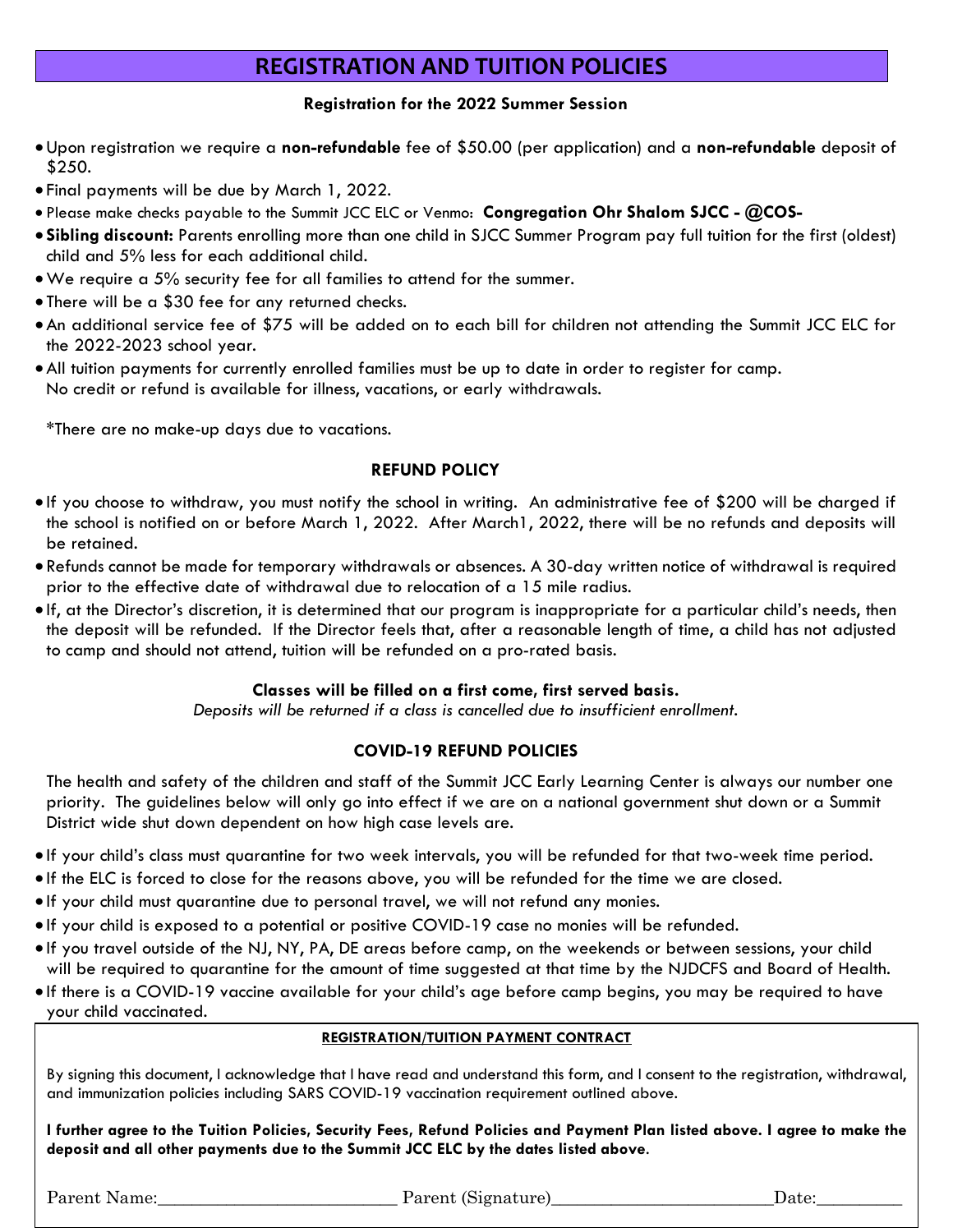# REGISTRATION AND TUITION POLICIES

**Registration for the 2022 Summer Session**

- Upon registration we require a **non-refundable** fee of $50.00 (per application) and a **non-refundable** deposit of $250.
- Final payments will be due by March 1, 2022.
- Please make checks payable to the Summit JCC ELC or Venmo: **Congregation Ohr Shalom SJCC - @COS-**
- **Sibling discount:** Parents enrolling more than one child in SJCC Summer Program pay full tuition for the first (oldest) child and 5% less for each additional child.
- We require a 5% security fee for all families to attend for the summer.
- There will be a $30 fee for any returned checks.
- An additional service fee of $75 will be added on to each bill for children not attending the Summit JCC ELC for the 2022-2023 school year.
- All tuition payments for currently enrolled families must be up to date in order to register for camp.
  No credit or refund is available for illness, vacations, or early withdrawals.

*There are no make-up days due to vacations.

**REFUND POLICY**

- If you choose to withdraw, you must notify the school in writing. An administrative fee of $200 will be charged if the school is notified on or before March 1, 2022. After March1, 2022, there will be no refunds and deposits will be retained.
- Refunds cannot be made for temporary withdrawals or absences. A 30-day written notice of withdrawal is required prior to the effective date of withdrawal due to relocation of a 15 mile radius.
- If, at the Director's discretion, it is determined that our program is inappropriate for a particular child's needs, then the deposit will be refunded. If the Director feels that, after a reasonable length of time, a child has not adjusted to camp and should not attend, tuition will be refunded on a pro-rated basis.

**Classes will be filled on a first come, first served basis.**

*Deposits will be returned if a class is cancelled due to insufficient enrollment.*

**COVID-19 REFUND POLICIES**

The health and safety of the children and staff of the Summit JCC Early Learning Center is always our number one priority. The guidelines below will only go into effect if we are on a national government shut down or a Summit District wide shut down dependent on how high case levels are.

- If your child's class must quarantine for two week intervals, you will be refunded for that two-week time period.
- If the ELC is forced to close for the reasons above, you will be refunded for the time we are closed.
- If your child must quarantine due to personal travel, we will not refund any monies.
- If your child is exposed to a potential or positive COVID-19 case no monies will be refunded.
- If you travel outside of the NJ, NY, PA, DE areas before camp, on the weekends or between sessions, your child will be required to quarantine for the amount of time suggested at that time by the NJDCFS and Board of Health.
- If there is a COVID-19 vaccine available for your child's age before camp begins, you may be required to have your child vaccinated.

**REGISTRATION/TUITION PAYMENT CONTRACT**

By signing this document, I acknowledge that I have read and understand this form, and I consent to the registration, withdrawal, and immunization policies including SARS COVID-19 vaccination requirement outlined above.

**I further agree to the Tuition Policies, Security Fees, Refund Policies and Payment Plan listed above. I agree to make the deposit and all other payments due to the Summit JCC ELC by the dates listed above.**

Parent Name:\_\_\_\_\_\_\_\_\_\_\_\_\_\_\_\_\_\_\_\_\_\_\_\_\_\_ Parent (Signature)\_\_\_\_\_\_\_\_\_\_\_\_\_\_\_\_\_\_\_\_\_\_\_\_\_Date:\_\_\_\_\_\_\_\_\_